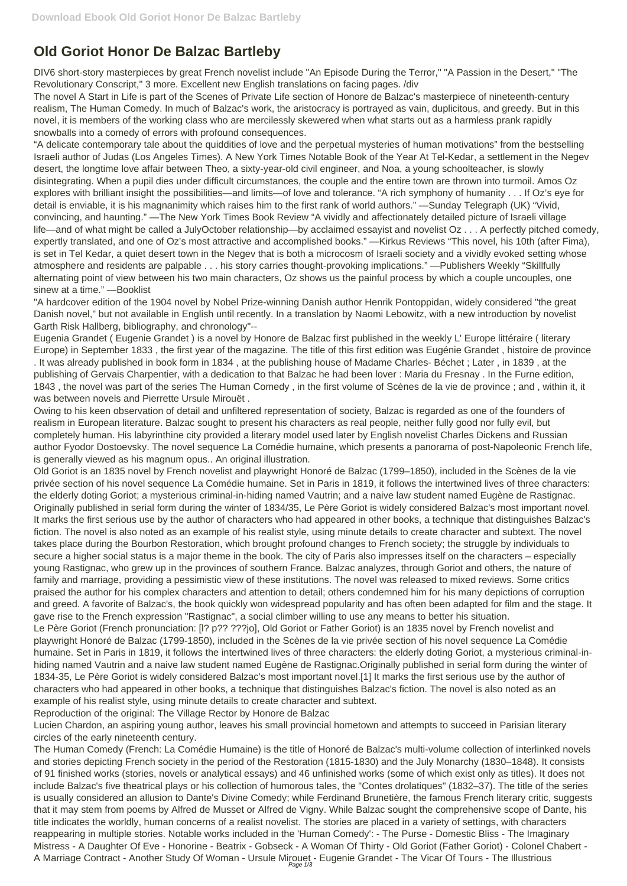# Old Goriot Honor De Balzac Bartleby

DIV6 short-story masterpieces by great French novelist include "An Episode During the Terror," "A Passion in the Desert," "The Revolutionary Conscript," 3 more. Excellent new English translations on facing pages. /div

The novel A Start in Life is part of the Scenes of Private Life section of Honore de Balzac's masterpiece of nineteenth-century realism, The Human Comedy. In much of Balzac's work, the aristocracy is portrayed as vain, duplicitous, and greedy. But in this novel, it is members of the working class who are mercilessly skewered when what starts out as a harmless prank rapidly snowballs into a comedy of errors with profound consequences.

“A delicate contemporary tale about the quiddities of love and the perpetual mysteries of human motivations” from the bestselling Israeli author of Judas (Los Angeles Times). A New York Times Notable Book of the Year At Tel-Kedar, a settlement in the Negev desert, the longtime love affair between Theo, a sixty-year-old civil engineer, and Noa, a young schoolteacher, is slowly disintegrating. When a pupil dies under difficult circumstances, the couple and the entire town are thrown into turmoil. Amos Oz explores with brilliant insight the possibilities—and limits—of love and tolerance. “A rich symphony of humanity . . . If Oz’s eye for detail is enviable, it is his magnanimity which raises him to the first rank of world authors.” —Sunday Telegraph (UK) “Vivid, convincing, and haunting.” —The New York Times Book Review “A vividly and affectionately detailed picture of Israeli village life—and of what might be called a JulyOctober relationship—by acclaimed essayist and novelist Oz . . . A perfectly pitched comedy, expertly translated, and one of Oz’s most attractive and accomplished books.” —Kirkus Reviews “This novel, his 10th (after Fima), is set in Tel Kedar, a quiet desert town in the Negev that is both a microcosm of Israeli society and a vividly evoked setting whose atmosphere and residents are palpable . . . his story carries thought-provoking implications.” —Publishers Weekly “Skillfully alternating point of view between his two main characters, Oz shows us the painful process by which a couple uncouples, one sinew at a time.” —Booklist

"A hardcover edition of the 1904 novel by Nobel Prize-winning Danish author Henrik Pontoppidan, widely considered "the great Danish novel," but not available in English until recently. In a translation by Naomi Lebowitz, with a new introduction by novelist Garth Risk Hallberg, bibliography, and chronology"--

Eugenia Grandet ( Eugenie Grandet ) is a novel by Honore de Balzac first published in the weekly L' Europe littéraire ( literary Europe) in September 1833 , the first year of the magazine. The title of this first edition was Eugénie Grandet , histoire de province . It was already published in book form in 1834 , at the publishing house of Madame Charles- Béchet ; Later , in 1839 , at the publishing of Gervais Charpentier, with a dedication to that Balzac he had been lover : Maria du Fresnay . In the Furne edition, 1843 , the novel was part of the series The Human Comedy , in the first volume of Scènes de la vie de province ; and , within it, it was between novels and Pierrette Ursule Mirouët .

Owing to his keen observation of detail and unfiltered representation of society, Balzac is regarded as one of the founders of realism in European literature. Balzac sought to present his characters as real people, neither fully good nor fully evil, but completely human. His labyrinthine city provided a literary model used later by English novelist Charles Dickens and Russian author Fyodor Dostoevsky. The novel sequence La Comédie humaine, which presents a panorama of post-Napoleonic French life, is generally viewed as his magnum opus.. An original illustration.

Old Goriot is an 1835 novel by French novelist and playwright Honoré de Balzac (1799–1850), included in the Scènes de la vie privée section of his novel sequence La Comédie humaine. Set in Paris in 1819, it follows the intertwined lives of three characters: the elderly doting Goriot; a mysterious criminal-in-hiding named Vautrin; and a naive law student named Eugène de Rastignac. Originally published in serial form during the winter of 1834/35, Le Père Goriot is widely considered Balzac's most important novel. It marks the first serious use by the author of characters who had appeared in other books, a technique that distinguishes Balzac's fiction. The novel is also noted as an example of his realist style, using minute details to create character and subtext. The novel takes place during the Bourbon Restoration, which brought profound changes to French society; the struggle by individuals to secure a higher social status is a major theme in the book. The city of Paris also impresses itself on the characters – especially young Rastignac, who grew up in the provinces of southern France. Balzac analyzes, through Goriot and others, the nature of family and marriage, providing a pessimistic view of these institutions. The novel was released to mixed reviews. Some critics praised the author for his complex characters and attention to detail; others condemned him for his many depictions of corruption and greed. A favorite of Balzac's, the book quickly won widespread popularity and has often been adapted for film and the stage. It gave rise to the French expression "Rastignac", a social climber willing to use any means to better his situation.

Le Père Goriot (French pronunciation: [l? p?? ???jo], Old Goriot or Father Goriot) is an 1835 novel by French novelist and playwright Honoré de Balzac (1799-1850), included in the Scènes de la vie privée section of his novel sequence La Comédie humaine. Set in Paris in 1819, it follows the intertwined lives of three characters: the elderly doting Goriot, a mysterious criminal-in-hiding named Vautrin and a naive law student named Eugène de Rastignac.Originally published in serial form during the winter of 1834-35, Le Père Goriot is widely considered Balzac's most important novel.[1] It marks the first serious use by the author of characters who had appeared in other books, a technique that distinguishes Balzac's fiction. The novel is also noted as an example of his realist style, using minute details to create character and subtext.

Reproduction of the original: The Village Rector by Honore de Balzac

Lucien Chardon, an aspiring young author, leaves his small provincial hometown and attempts to succeed in Parisian literary circles of the early nineteenth century.

The Human Comedy (French: La Comédie Humaine) is the title of Honoré de Balzac's multi-volume collection of interlinked novels and stories depicting French society in the period of the Restoration (1815-1830) and the July Monarchy (1830–1848). It consists of 91 finished works (stories, novels or analytical essays) and 46 unfinished works (some of which exist only as titles). It does not include Balzac's five theatrical plays or his collection of humorous tales, the "Contes drolatiques" (1832–37). The title of the series is usually considered an allusion to Dante's Divine Comedy; while Ferdinand Brunetière, the famous French literary critic, suggests that it may stem from poems by Alfred de Musset or Alfred de Vigny. While Balzac sought the comprehensive scope of Dante, his title indicates the worldly, human concerns of a realist novelist. The stories are placed in a variety of settings, with characters reappearing in multiple stories. Notable works included in the 'Human Comedy': - The Purse - Domestic Bliss - The Imaginary Mistress - A Daughter Of Eve - Honorine - Beatrix - Gobseck - A Woman Of Thirty - Old Goriot (Father Goriot) - Colonel Chabert - A Marriage Contract - Another Study Of Woman - Ursule Mirouet - Eugenie Grandet - The Vicar Of Tours - The Illustrious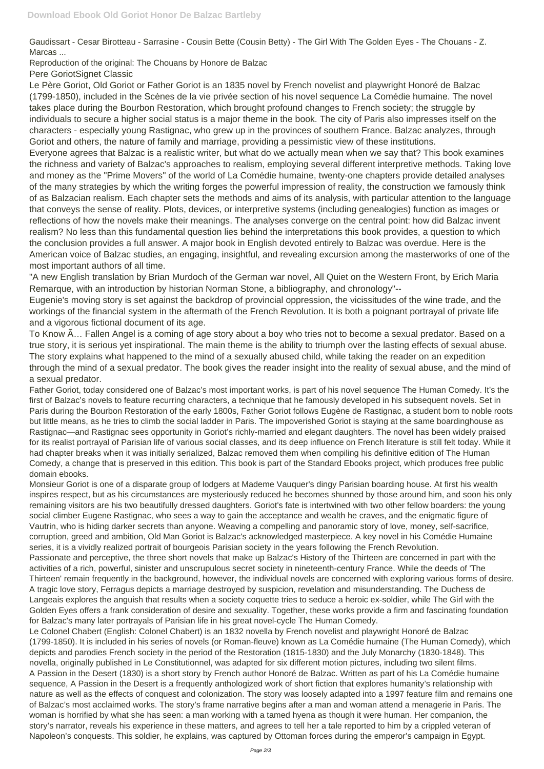Gaudissart - Cesar Birotteau - Sarrasine - Cousin Bette (Cousin Betty) - The Girl With The Golden Eyes - The Chouans - Z. Marcas ...

Reproduction of the original: The Chouans by Honore de Balzac

Pere GoriotSignet Classic

Le Père Goriot, Old Goriot or Father Goriot is an 1835 novel by French novelist and playwright Honoré de Balzac (1799-1850), included in the Scènes de la vie privée section of his novel sequence La Comédie humaine. The novel takes place during the Bourbon Restoration, which brought profound changes to French society; the struggle by individuals to secure a higher social status is a major theme in the book. The city of Paris also impresses itself on the characters - especially young Rastignac, who grew up in the provinces of southern France. Balzac analyzes, through Goriot and others, the nature of family and marriage, providing a pessimistic view of these institutions.

Everyone agrees that Balzac is a realistic writer, but what do we actually mean when we say that? This book examines the richness and variety of Balzac's approaches to realism, employing several different interpretive methods. Taking love and money as the "Prime Movers" of the world of La Comédie humaine, twenty-one chapters provide detailed analyses of the many strategies by which the writing forges the powerful impression of reality, the construction we famously think of as Balzacian realism. Each chapter sets the methods and aims of its analysis, with particular attention to the language that conveys the sense of reality. Plots, devices, or interpretive systems (including genealogies) function as images or reflections of how the novels make their meanings. The analyses converge on the central point: how did Balzac invent realism? No less than this fundamental question lies behind the interpretations this book provides, a question to which the conclusion provides a full answer. A major book in English devoted entirely to Balzac was overdue. Here is the American voice of Balzac studies, an engaging, insightful, and revealing excursion among the masterworks of one of the most important authors of all time.

"A new English translation by Brian Murdoch of the German war novel, All Quiet on the Western Front, by Erich Maria Remarque, with an introduction by historian Norman Stone, a bibliography, and chronology"--

Eugenie's moving story is set against the backdrop of provincial oppression, the vicissitudes of the wine trade, and the workings of the financial system in the aftermath of the French Revolution. It is both a poignant portrayal of private life and a vigorous fictional document of its age.

To Know Ã… Fallen Angel is a coming of age story about a boy who tries not to become a sexual predator. Based on a true story, it is serious yet inspirational. The main theme is the ability to triumph over the lasting effects of sexual abuse. The story explains what happened to the mind of a sexually abused child, while taking the reader on an expedition through the mind of a sexual predator. The book gives the reader insight into the reality of sexual abuse, and the mind of a sexual predator.

Father Goriot, today considered one of Balzac's most important works, is part of his novel sequence The Human Comedy. It's the first of Balzac's novels to feature recurring characters, a technique that he famously developed in his subsequent novels. Set in Paris during the Bourbon Restoration of the early 1800s, Father Goriot follows Eugène de Rastignac, a student born to noble roots but little means, as he tries to climb the social ladder in Paris. The impoverished Goriot is staying at the same boardinghouse as Rastignac—and Rastignac sees opportunity in Goriot's richly-married and elegant daughters. The novel has been widely praised for its realist portrayal of Parisian life of various social classes, and its deep influence on French literature is still felt today. While it had chapter breaks when it was initially serialized, Balzac removed them when compiling his definitive edition of The Human Comedy, a change that is preserved in this edition. This book is part of the Standard Ebooks project, which produces free public domain ebooks.

Monsieur Goriot is one of a disparate group of lodgers at Mademe Vauquer's dingy Parisian boarding house. At first his wealth inspires respect, but as his circumstances are mysteriously reduced he becomes shunned by those around him, and soon his only remaining visitors are his two beautifully dressed daughters. Goriot's fate is intertwined with two other fellow boarders: the young social climber Eugene Rastignac, who sees a way to gain the acceptance and wealth he craves, and the enigmatic figure of Vautrin, who is hiding darker secrets than anyone. Weaving a compelling and panoramic story of love, money, self-sacrifice, corruption, greed and ambition, Old Man Goriot is Balzac's acknowledged masterpiece. A key novel in his Comédie Humaine series, it is a vividly realized portrait of bourgeois Parisian society in the years following the French Revolution.

Passionate and perceptive, the three short novels that make up Balzac's History of the Thirteen are concerned in part with the activities of a rich, powerful, sinister and unscrupulous secret society in nineteenth-century France. While the deeds of 'The Thirteen' remain frequently in the background, however, the individual novels are concerned with exploring various forms of desire. A tragic love story, Ferragus depicts a marriage destroyed by suspicion, revelation and misunderstanding. The Duchess de Langeais explores the anguish that results when a society coquette tries to seduce a heroic ex-soldier, while The Girl with the Golden Eyes offers a frank consideration of desire and sexuality. Together, these works provide a firm and fascinating foundation for Balzac's many later portrayals of Parisian life in his great novel-cycle The Human Comedy.

Le Colonel Chabert (English: Colonel Chabert) is an 1832 novella by French novelist and playwright Honoré de Balzac (1799-1850). It is included in his series of novels (or Roman-fleuve) known as La Comédie humaine (The Human Comedy), which depicts and parodies French society in the period of the Restoration (1815-1830) and the July Monarchy (1830-1848). This novella, originally published in Le Constitutionnel, was adapted for six different motion pictures, including two silent films.

A Passion in the Desert (1830) is a short story by French author Honoré de Balzac. Written as part of his La Comédie humaine sequence, A Passion in the Desert is a frequently anthologized work of short fiction that explores humanity's relationship with nature as well as the effects of conquest and colonization. The story was loosely adapted into a 1997 feature film and remains one of Balzac's most acclaimed works. The story's frame narrative begins after a man and woman attend a menagerie in Paris. The woman is horrified by what she has seen: a man working with a tamed hyena as though it were human. Her companion, the story's narrator, reveals his experience in these matters, and agrees to tell her a tale reported to him by a crippled veteran of Napoleon's conquests. This soldier, he explains, was captured by Ottoman forces during the emperor's campaign in Egypt.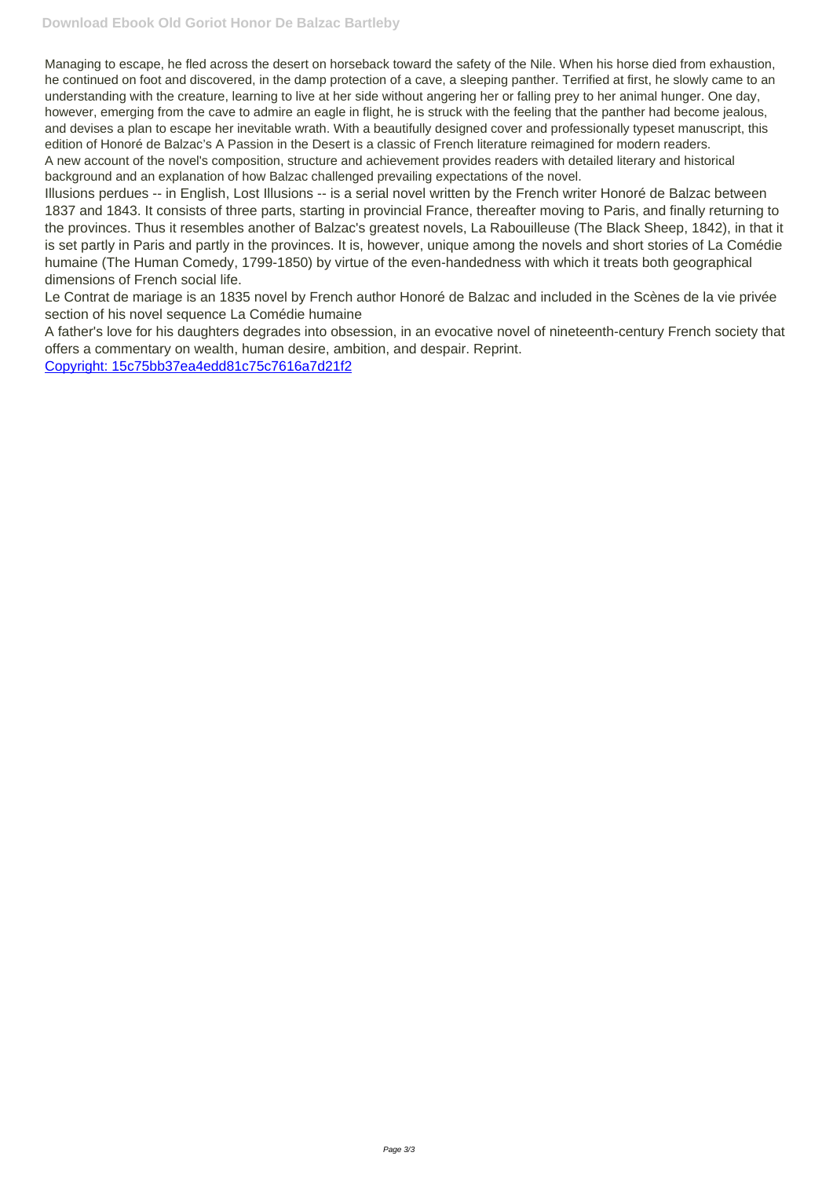Managing to escape, he fled across the desert on horseback toward the safety of the Nile. When his horse died from exhaustion, he continued on foot and discovered, in the damp protection of a cave, a sleeping panther. Terrified at first, he slowly came to an understanding with the creature, learning to live at her side without angering her or falling prey to her animal hunger. One day, however, emerging from the cave to admire an eagle in flight, he is struck with the feeling that the panther had become jealous, and devises a plan to escape her inevitable wrath. With a beautifully designed cover and professionally typeset manuscript, this edition of Honoré de Balzac's A Passion in the Desert is a classic of French literature reimagined for modern readers.

A new account of the novel's composition, structure and achievement provides readers with detailed literary and historical background and an explanation of how Balzac challenged prevailing expectations of the novel.

Illusions perdues -- in English, Lost Illusions -- is a serial novel written by the French writer Honoré de Balzac between 1837 and 1843. It consists of three parts, starting in provincial France, thereafter moving to Paris, and finally returning to the provinces. Thus it resembles another of Balzac's greatest novels, La Rabouilleuse (The Black Sheep, 1842), in that it is set partly in Paris and partly in the provinces. It is, however, unique among the novels and short stories of La Comédie humaine (The Human Comedy, 1799-1850) by virtue of the even-handedness with which it treats both geographical dimensions of French social life.

Le Contrat de mariage is an 1835 novel by French author Honoré de Balzac and included in the Scènes de la vie privée section of his novel sequence La Comédie humaine

A father's love for his daughters degrades into obsession, in an evocative novel of nineteenth-century French society that offers a commentary on wealth, human desire, ambition, and despair. Reprint.

Copyright: 15c75bb37ea4edd81c75c7616a7d21f2